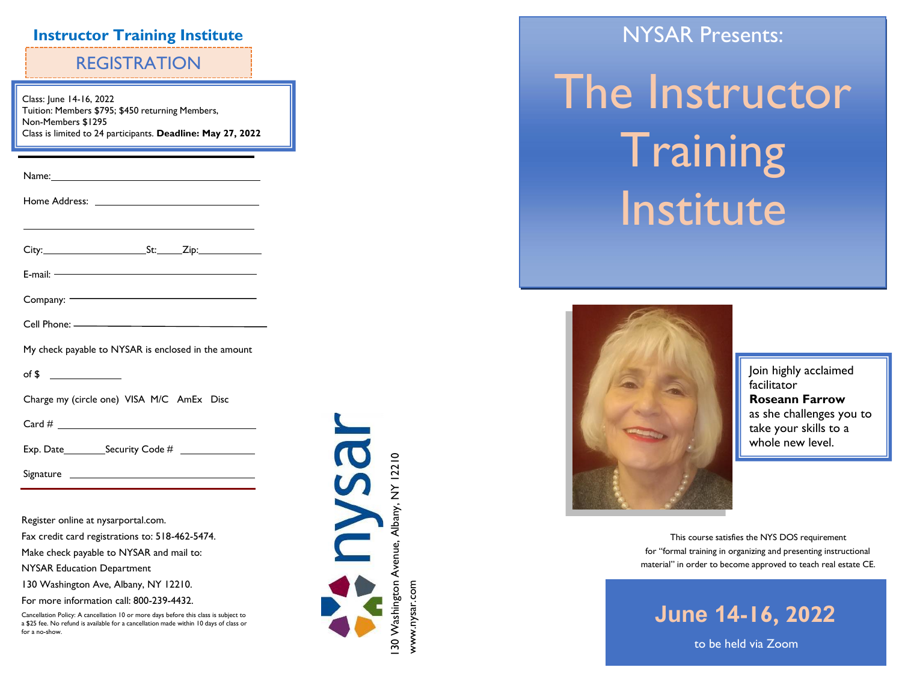## Instructor Training Institute

### REGISTRATION

Class: June 14-16, 2022
Tuition: Members $795; $450 returning Members,
Non-Members $1295
Class is limited to 24 participants. **Deadline: May 27, 2022**

Name: ____________________

Home Address: ____________________

____________________

City: __________ St: _____ Zip: __________

E-mail: ____________________

Company: ____________________

Cell Phone: ____________________

My check payable to NYSAR is enclosed in the amount

of $ __________

Charge my (circle one) VISA M/C AmEx Disc

Card # ____________________

Exp. Date ________ Security Code # __________

Signature ____________________

Register online at nysarportal.com.
Fax credit card registrations to: 518-462-5474.
Make check payable to NYSAR and mail to:
NYSAR Education Department
130 Washington Ave, Albany, NY 12210.
For more information call: 800-239-4432.

Cancellation Policy: A cancellation 10 or more days before this class is subject to a $25 fee. No refund is available for a cancellation made within 10 days of class or for a no-show.

nysar
130 Washington Avenue, Albany, NY 12210
www.nysar.com

NYSAR Presents:

# The Instructor Training Institute

Join highly acclaimed facilitator **Roseann Farrow** as she challenges you to take your skills to a whole new level.

This course satisfies the NYS DOS requirement for "formal training in organizing and presenting instructional material" in order to become approved to teach real estate CE.

## June 14-16, 2022

to be held via Zoom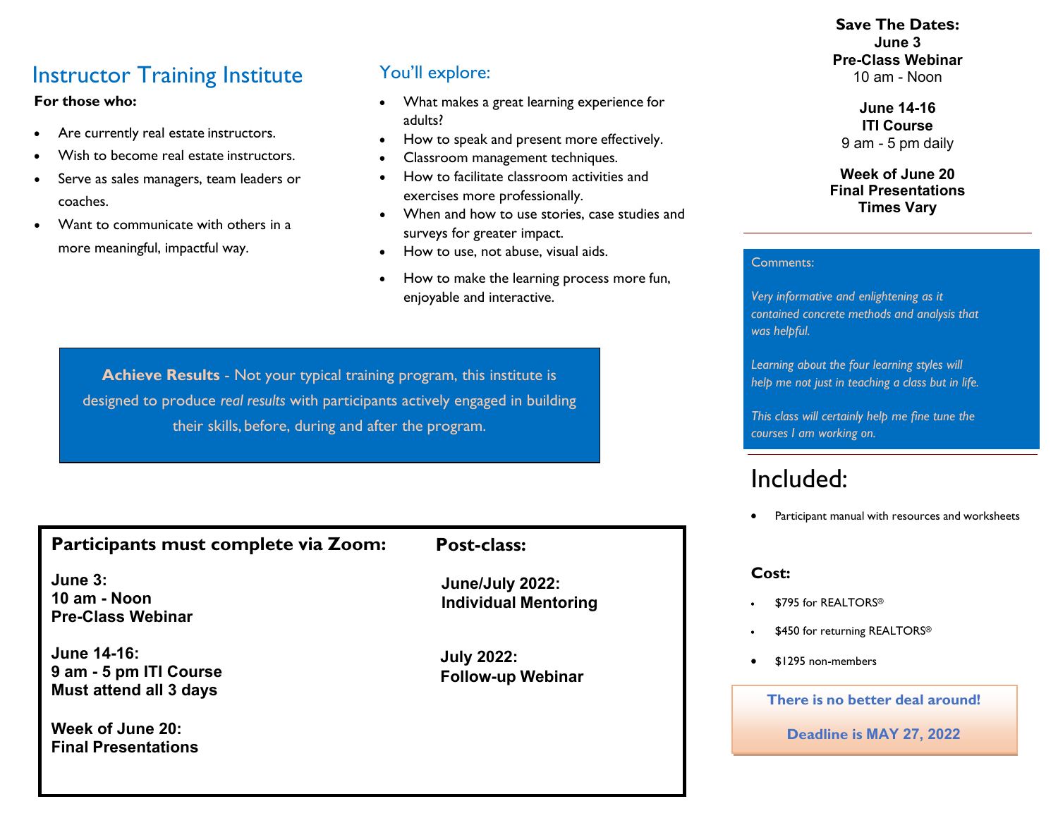# Instructor Training Institute

**For those who:**

- Are currently real estate instructors.
- Wish to become real estate instructors.
- Serve as sales managers, team leaders or coaches.
- Want to communicate with others in a more meaningful, impactful way.

## You'll explore:

- What makes a great learning experience for adults?
- How to speak and present more effectively.
- Classroom management techniques.
- How to facilitate classroom activities and exercises more professionally.
- When and how to use stories, case studies and surveys for greater impact.
- How to use, not abuse, visual aids.
- How to make the learning process more fun, enjoyable and interactive.

**Achieve Results** - Not your typical training program, this institute is designed to produce *real results* with participants actively engaged in building their skills, before, during and after the program.

**Participants must complete via Zoom:**

**June 3:**
**10 am - Noon**
**Pre-Class Webinar**

**June 14-16:**
**9 am - 5 pm ITI Course**
**Must attend all 3 days**

**Week of June 20:**
**Final Presentations**

**Post-class:**

**June/July 2022:**
**Individual Mentoring**

**July 2022:**
**Follow-up Webinar**

**Save The Dates:**

**June 3**
**Pre-Class Webinar**
10 am - Noon

**June 14-16**
**ITI Course**
9 am - 5 pm daily

**Week of June 20**
**Final Presentations**
**Times Vary**

Comments:

*Very informative and enlightening as it contained concrete methods and analysis that was helpful.*

*Learning about the four learning styles will help me not just in teaching a class but in life.*

*This class will certainly help me fine tune the courses I am working on.*

# Included:

- Participant manual with resources and worksheets

**Cost:**

- $795 for REALTORS®
- $450 for returning REALTORS®
- $1295 non-members

**There is no better deal around!**

**Deadline is MAY 27, 2022**